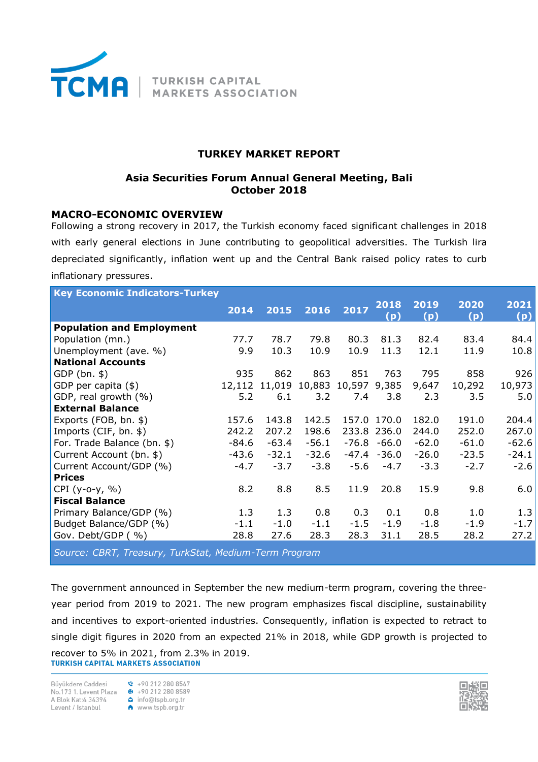TCMA | TURKISH CAPITAL MARKETS ASSOCIATION

# TURKEY MARKET REPORT

### Asia Securities Forum Annual General Meeting, Bali
### October 2018

## MACRO-ECONOMIC OVERVIEW

Following a strong recovery in 2017, the Turkish economy faced significant challenges in 2018 with early general elections in June contributing to geopolitical adversities. The Turkish lira depreciated significantly, inflation went up and the Central Bank raised policy rates to curb inflationary pressures.

| Key Economic Indicators-Turkey | 2014 | 2015 | 2016 | 2017 | 2018 (p) | 2019 (p) | 2020 (p) | 2021 (p) |
|---|---|---|---|---|---|---|---|---|
| **Population and Employment** | | | | | | | | |
| Population (mn.) | 77.7 | 78.7 | 79.8 | 80.3 | 81.3 | 82.4 | 83.4 | 84.4 |
| Unemployment (ave. %) | 9.9 | 10.3 | 10.9 | 10.9 | 11.3 | 12.1 | 11.9 | 10.8 |
| **National Accounts** | | | | | | | | |
| GDP (bn. $) | 935 | 862 | 863 | 851 | 763 | 795 | 858 | 926 |
| GDP per capita ($) | 12,112 | 11,019 | 10,883 | 10,597 | 9,385 | 9,647 | 10,292 | 10,973 |
| GDP, real growth (%) | 5.2 | 6.1 | 3.2 | 7.4 | 3.8 | 2.3 | 3.5 | 5.0 |
| **External Balance** | | | | | | | | |
| Exports (FOB, bn. $) | 157.6 | 143.8 | 142.5 | 157.0 | 170.0 | 182.0 | 191.0 | 204.4 |
| Imports (CIF, bn. $) | 242.2 | 207.2 | 198.6 | 233.8 | 236.0 | 244.0 | 252.0 | 267.0 |
| For. Trade Balance (bn. $) | -84.6 | -63.4 | -56.1 | -76.8 | -66.0 | -62.0 | -61.0 | -62.6 |
| Current Account (bn. $) | -43.6 | -32.1 | -32.6 | -47.4 | -36.0 | -26.0 | -23.5 | -24.1 |
| Current Account/GDP (%) | -4.7 | -3.7 | -3.8 | -5.6 | -4.7 | -3.3 | -2.7 | -2.6 |
| **Prices** | | | | | | | | |
| CPI (y-o-y, %) | 8.2 | 8.8 | 8.5 | 11.9 | 20.8 | 15.9 | 9.8 | 6.0 |
| **Fiscal Balance** | | | | | | | | |
| Primary Balance/GDP (%) | 1.3 | 1.3 | 0.8 | 0.3 | 0.1 | 0.8 | 1.0 | 1.3 |
| Budget Balance/GDP (%) | -1.1 | -1.0 | -1.1 | -1.5 | -1.9 | -1.8 | -1.9 | -1.7 |
| Gov. Debt/GDP ( %) | 28.8 | 27.6 | 28.3 | 28.3 | 31.1 | 28.5 | 28.2 | 27.2 |

*Source: CBRT, Treasury, TurkStat, Medium-Term Program*

The government announced in September the new medium-term program, covering the three-year period from 2019 to 2021. The new program emphasizes fiscal discipline, sustainability and incentives to export-oriented industries. Consequently, inflation is expected to retract to single digit figures in 2020 from an expected 21% in 2018, while GDP growth is projected to recover to 5% in 2021, from 2.3% in 2019.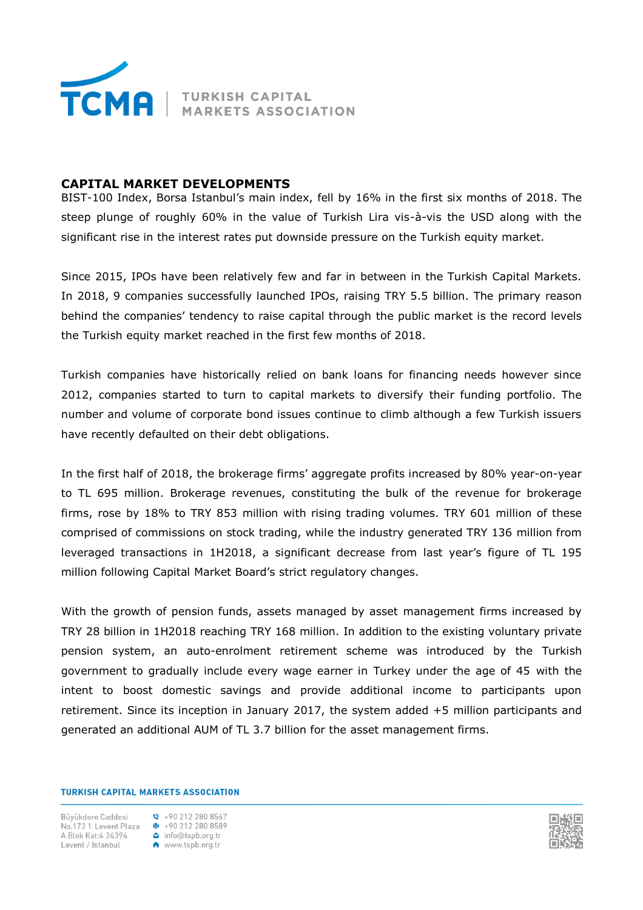## CAPITAL MARKET DEVELOPMENTS

BIST-100 Index, Borsa Istanbul's main index, fell by 16% in the first six months of 2018. The steep plunge of roughly 60% in the value of Turkish Lira vis-à-vis the USD along with the significant rise in the interest rates put downside pressure on the Turkish equity market.

Since 2015, IPOs have been relatively few and far in between in the Turkish Capital Markets. In 2018, 9 companies successfully launched IPOs, raising TRY 5.5 billion. The primary reason behind the companies' tendency to raise capital through the public market is the record levels the Turkish equity market reached in the first few months of 2018.

Turkish companies have historically relied on bank loans for financing needs however since 2012, companies started to turn to capital markets to diversify their funding portfolio. The number and volume of corporate bond issues continue to climb although a few Turkish issuers have recently defaulted on their debt obligations.

In the first half of 2018, the brokerage firms' aggregate profits increased by 80% year-on-year to TL 695 million. Brokerage revenues, constituting the bulk of the revenue for brokerage firms, rose by 18% to TRY 853 million with rising trading volumes. TRY 601 million of these comprised of commissions on stock trading, while the industry generated TRY 136 million from leveraged transactions in 1H2018, a significant decrease from last year's figure of TL 195 million following Capital Market Board's strict regulatory changes.

With the growth of pension funds, assets managed by asset management firms increased by TRY 28 billion in 1H2018 reaching TRY 168 million. In addition to the existing voluntary private pension system, an auto-enrolment retirement scheme was introduced by the Turkish government to gradually include every wage earner in Turkey under the age of 45 with the intent to boost domestic savings and provide additional income to participants upon retirement. Since its inception in January 2017, the system added +5 million participants and generated an additional AUM of TL 3.7 billion for the asset management firms.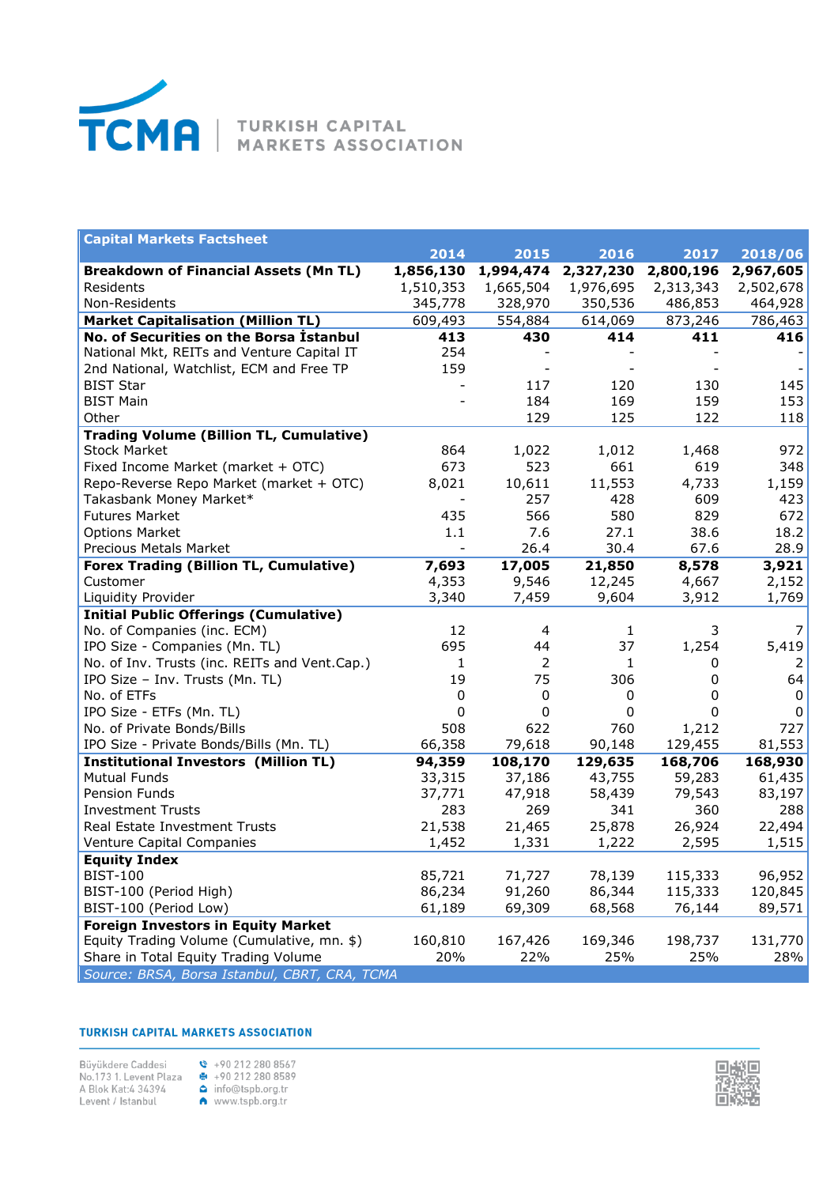TCMA | TURKISH CAPITAL MARKETS ASSOCIATION

| Capital Markets Factsheet | 2014 | 2015 | 2016 | 2017 | 2018/06 |
|---|---|---|---|---|---|
| **Breakdown of Financial Assets (Mn TL)** | **1,856,130** | **1,994,474** | **2,327,230** | **2,800,196** | **2,967,605** |
| Residents | 1,510,353 | 1,665,504 | 1,976,695 | 2,313,343 | 2,502,678 |
| Non-Residents | 345,778 | 328,970 | 350,536 | 486,853 | 464,928 |
| **Market Capitalisation (Million TL)** | 609,493 | 554,884 | 614,069 | 873,246 | 786,463 |
| **No. of Securities on the Borsa İstanbul** | **413** | **430** | **414** | **411** | **416** |
| National Mkt, REITs and Venture Capital IT | 254 | - | - | - | - |
| 2nd National, Watchlist, ECM and Free TP | 159 | - | - | - | - |
| BIST Star | - | 117 | 120 | 130 | 145 |
| BIST Main | - | 184 | 169 | 159 | 153 |
| Other | | 129 | 125 | 122 | 118 |
| **Trading Volume (Billion TL, Cumulative)** | | | | | |
| Stock Market | 864 | 1,022 | 1,012 | 1,468 | 972 |
| Fixed Income Market (market + OTC) | 673 | 523 | 661 | 619 | 348 |
| Repo-Reverse Repo Market (market + OTC) | 8,021 | 10,611 | 11,553 | 4,733 | 1,159 |
| Takasbank Money Market* | - | 257 | 428 | 609 | 423 |
| Futures Market | 435 | 566 | 580 | 829 | 672 |
| Options Market | 1.1 | 7.6 | 27.1 | 38.6 | 18.2 |
| Precious Metals Market | - | 26.4 | 30.4 | 67.6 | 28.9 |
| **Forex Trading (Billion TL, Cumulative)** | **7,693** | **17,005** | **21,850** | **8,578** | **3,921** |
| Customer | 4,353 | 9,546 | 12,245 | 4,667 | 2,152 |
| Liquidity Provider | 3,340 | 7,459 | 9,604 | 3,912 | 1,769 |
| **Initial Public Offerings (Cumulative)** | | | | | |
| No. of Companies (inc. ECM) | 12 | 4 | 1 | 3 | 7 |
| IPO Size - Companies (Mn. TL) | 695 | 44 | 37 | 1,254 | 5,419 |
| No. of Inv. Trusts (inc. REITs and Vent.Cap.) | 1 | 2 | 1 | 0 | 2 |
| IPO Size – Inv. Trusts (Mn. TL) | 19 | 75 | 306 | 0 | 64 |
| No. of ETFs | 0 | 0 | 0 | 0 | 0 |
| IPO Size - ETFs (Mn. TL) | 0 | 0 | 0 | 0 | 0 |
| No. of Private Bonds/Bills | 508 | 622 | 760 | 1,212 | 727 |
| IPO Size - Private Bonds/Bills (Mn. TL) | 66,358 | 79,618 | 90,148 | 129,455 | 81,553 |
| **Institutional Investors (Million TL)** | **94,359** | **108,170** | **129,635** | **168,706** | **168,930** |
| Mutual Funds | 33,315 | 37,186 | 43,755 | 59,283 | 61,435 |
| Pension Funds | 37,771 | 47,918 | 58,439 | 79,543 | 83,197 |
| Investment Trusts | 283 | 269 | 341 | 360 | 288 |
| Real Estate Investment Trusts | 21,538 | 21,465 | 25,878 | 26,924 | 22,494 |
| Venture Capital Companies | 1,452 | 1,331 | 1,222 | 2,595 | 1,515 |
| **Equity Index** | | | | | |
| BIST-100 | 85,721 | 71,727 | 78,139 | 115,333 | 96,952 |
| BIST-100 (Period High) | 86,234 | 91,260 | 86,344 | 115,333 | 120,845 |
| BIST-100 (Period Low) | 61,189 | 69,309 | 68,568 | 76,144 | 89,571 |
| **Foreign Investors in Equity Market** | | | | | |
| Equity Trading Volume (Cumulative, mn. $) | 160,810 | 167,426 | 169,346 | 198,737 | 131,770 |
| Share in Total Equity Trading Volume | 20% | 22% | 25% | 25% | 28% |

*Source: BRSA, Borsa Istanbul, CBRT, CRA, TCMA*

**TURKISH CAPITAL MARKETS ASSOCIATION**

Büyükdere Caddesi
No.173 1. Levent Plaza
A Blok Kat:4 34394
Levent / İstanbul

+90 212 280 8567
+90 212 280 8589
info@tspb.org.tr
www.tspb.org.tr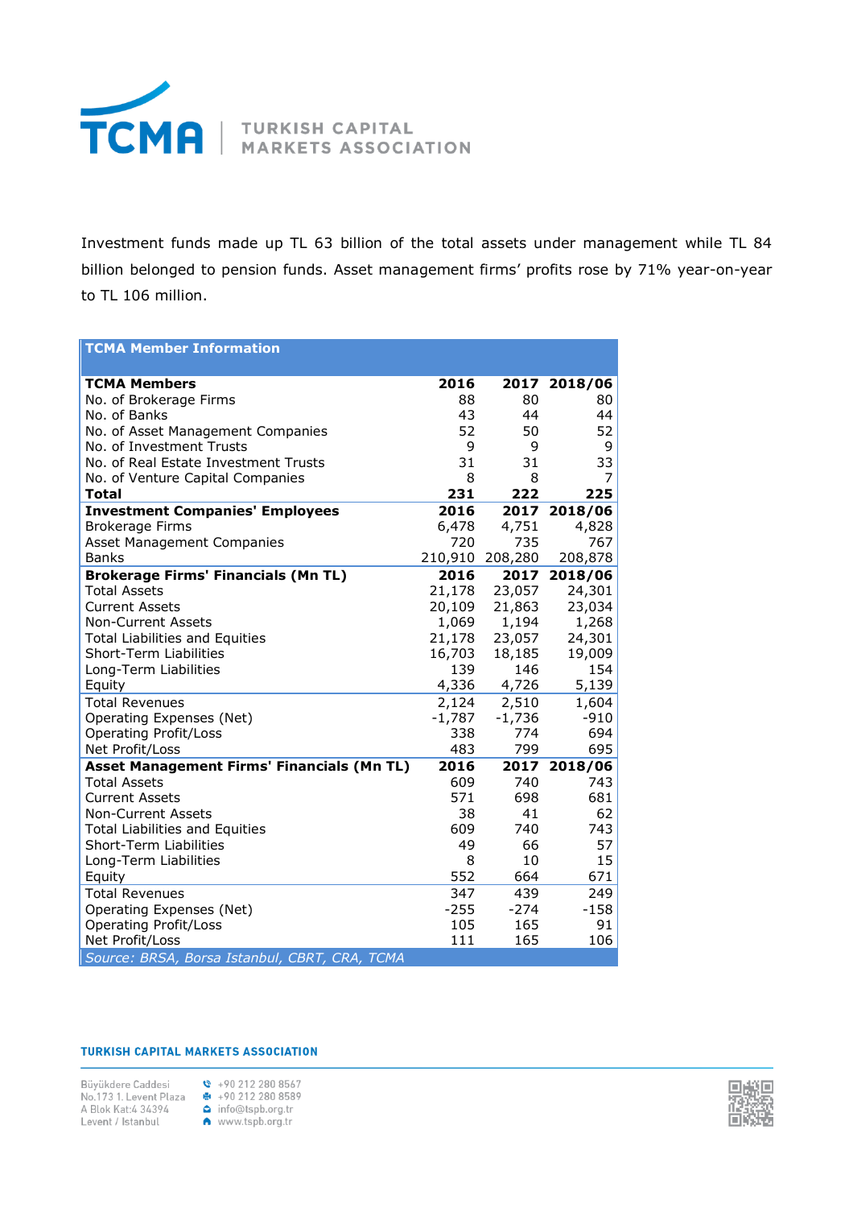Investment funds made up TL 63 billion of the total assets under management while TL 84 billion belonged to pension funds. Asset management firms' profits rose by 71% year-on-year to TL 106 million.

| TCMA Member Information | | | |
|---|---|---|---|
| **TCMA Members** | **2016** | **2017** | **2018/06** |
| No. of Brokerage Firms | 88 | 80 | 80 |
| No. of Banks | 43 | 44 | 44 |
| No. of Asset Management Companies | 52 | 50 | 52 |
| No. of Investment Trusts | 9 | 9 | 9 |
| No. of Real Estate Investment Trusts | 31 | 31 | 33 |
| No. of Venture Capital Companies | 8 | 8 | 7 |
| **Total** | **231** | **222** | **225** |
| **Investment Companies' Employees** | **2016** | **2017** | **2018/06** |
| Brokerage Firms | 6,478 | 4,751 | 4,828 |
| Asset Management Companies | 720 | 735 | 767 |
| Banks | 210,910 | 208,280 | 208,878 |
| **Brokerage Firms' Financials (Mn TL)** | **2016** | **2017** | **2018/06** |
| Total Assets | 21,178 | 23,057 | 24,301 |
| Current Assets | 20,109 | 21,863 | 23,034 |
| Non-Current Assets | 1,069 | 1,194 | 1,268 |
| Total Liabilities and Equities | 21,178 | 23,057 | 24,301 |
| Short-Term Liabilities | 16,703 | 18,185 | 19,009 |
| Long-Term Liabilities | 139 | 146 | 154 |
| Equity | 4,336 | 4,726 | 5,139 |
| Total Revenues | 2,124 | 2,510 | 1,604 |
| Operating Expenses (Net) | -1,787 | -1,736 | -910 |
| Operating Profit/Loss | 338 | 774 | 694 |
| Net Profit/Loss | 483 | 799 | 695 |
| **Asset Management Firms' Financials (Mn TL)** | **2016** | **2017** | **2018/06** |
| Total Assets | 609 | 740 | 743 |
| Current Assets | 571 | 698 | 681 |
| Non-Current Assets | 38 | 41 | 62 |
| Total Liabilities and Equities | 609 | 740 | 743 |
| Short-Term Liabilities | 49 | 66 | 57 |
| Long-Term Liabilities | 8 | 10 | 15 |
| Equity | 552 | 664 | 671 |
| Total Revenues | 347 | 439 | 249 |
| Operating Expenses (Net) | -255 | -274 | -158 |
| Operating Profit/Loss | 105 | 165 | 91 |
| Net Profit/Loss | 111 | 165 | 106 |

*Source: BRSA, Borsa Istanbul, CBRT, CRA, TCMA*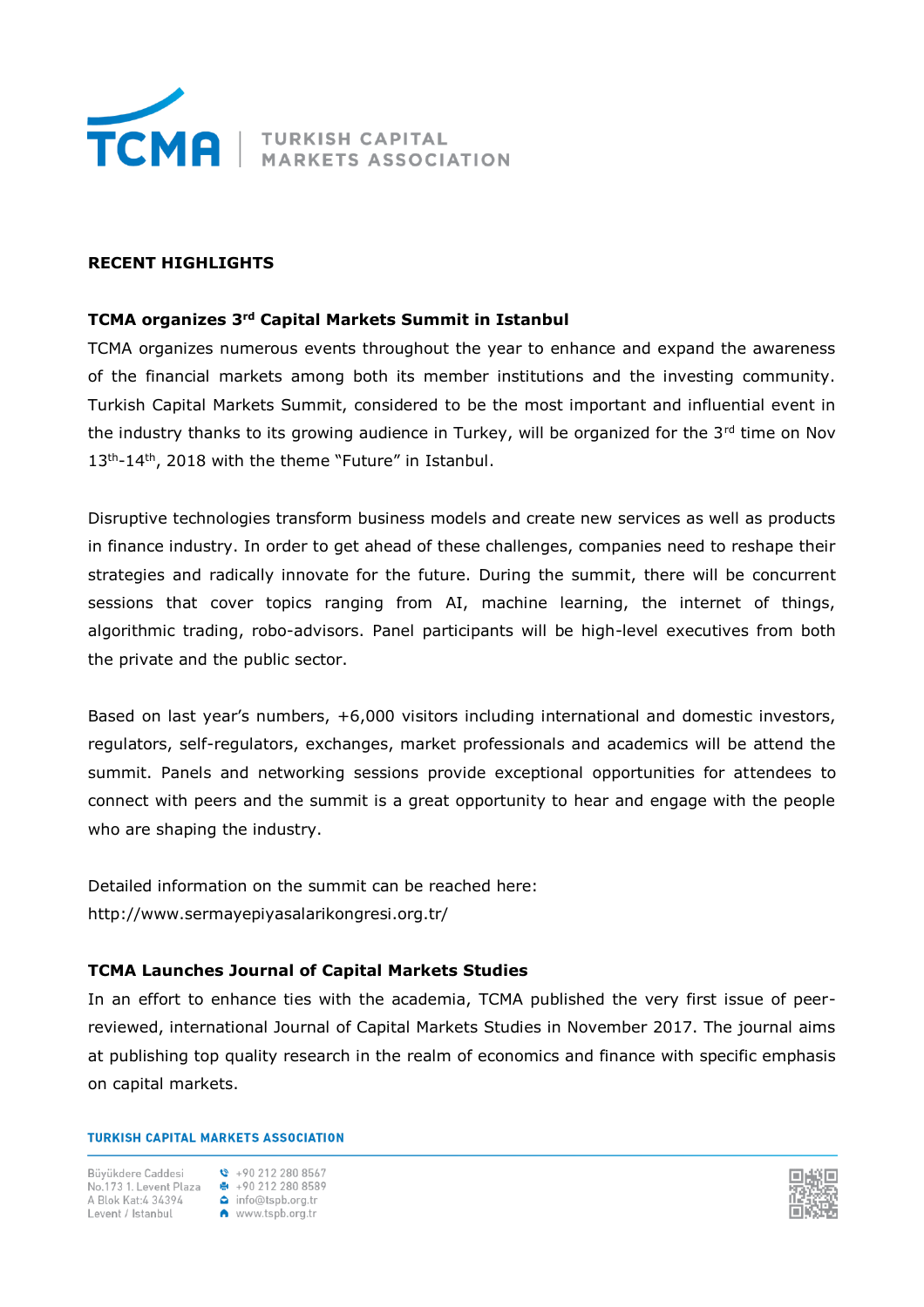## RECENT HIGHLIGHTS

### TCMA organizes 3rd Capital Markets Summit in Istanbul

TCMA organizes numerous events throughout the year to enhance and expand the awareness of the financial markets among both its member institutions and the investing community. Turkish Capital Markets Summit, considered to be the most important and influential event in the industry thanks to its growing audience in Turkey, will be organized for the 3rd time on Nov 13th-14th, 2018 with the theme "Future" in Istanbul.

Disruptive technologies transform business models and create new services as well as products in finance industry. In order to get ahead of these challenges, companies need to reshape their strategies and radically innovate for the future. During the summit, there will be concurrent sessions that cover topics ranging from AI, machine learning, the internet of things, algorithmic trading, robo-advisors. Panel participants will be high-level executives from both the private and the public sector.

Based on last year's numbers, +6,000 visitors including international and domestic investors, regulators, self-regulators, exchanges, market professionals and academics will be attend the summit. Panels and networking sessions provide exceptional opportunities for attendees to connect with peers and the summit is a great opportunity to hear and engage with the people who are shaping the industry.

Detailed information on the summit can be reached here:
http://www.sermayepiyasalarikongresi.org.tr/

### TCMA Launches Journal of Capital Markets Studies

In an effort to enhance ties with the academia, TCMA published the very first issue of peer-reviewed, international Journal of Capital Markets Studies in November 2017. The journal aims at publishing top quality research in the realm of economics and finance with specific emphasis on capital markets.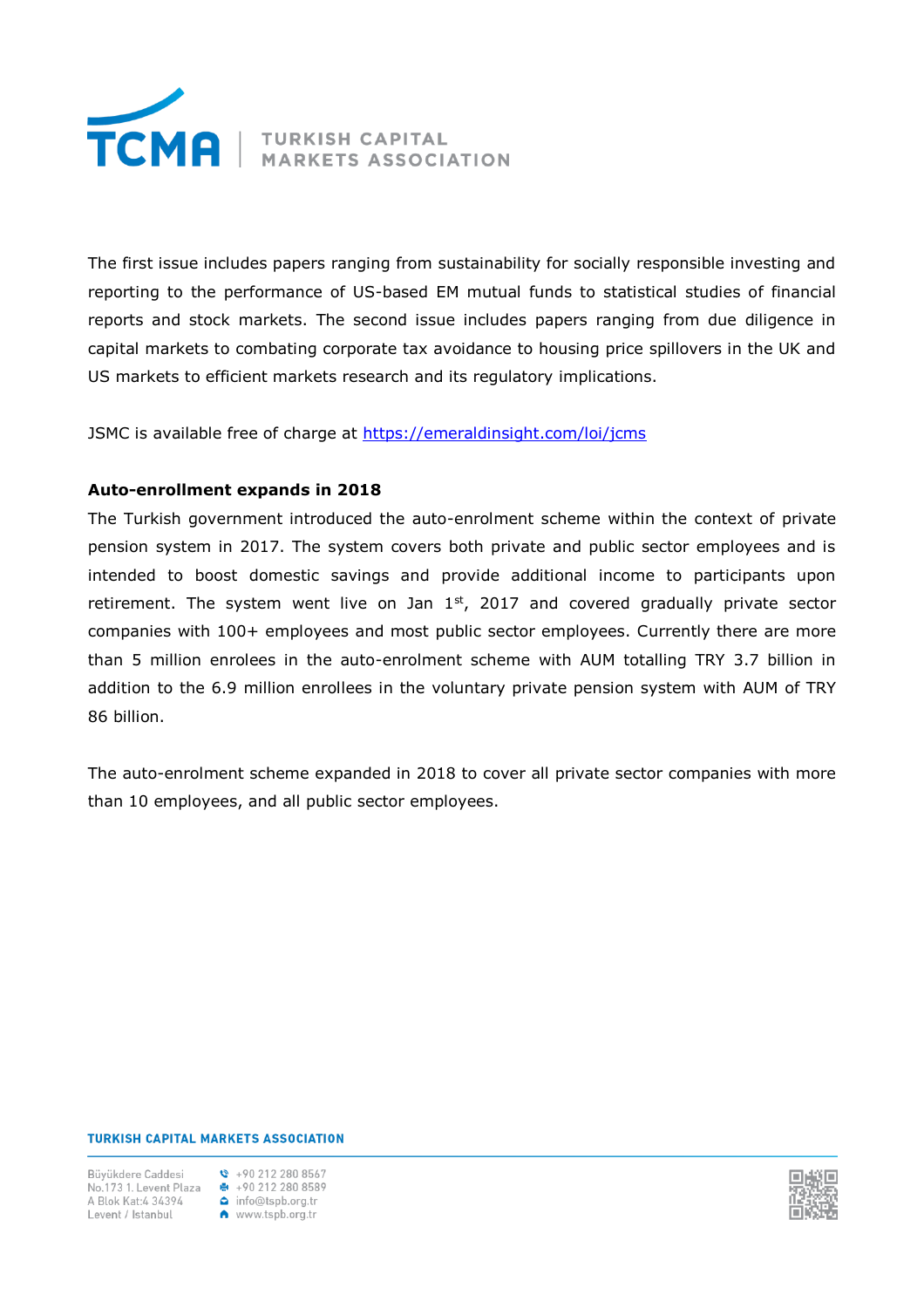The first issue includes papers ranging from sustainability for socially responsible investing and reporting to the performance of US-based EM mutual funds to statistical studies of financial reports and stock markets. The second issue includes papers ranging from due diligence in capital markets to combating corporate tax avoidance to housing price spillovers in the UK and US markets to efficient markets research and its regulatory implications.

JSMC is available free of charge at https://emeraldinsight.com/loi/jcms

**Auto-enrollment expands in 2018**

The Turkish government introduced the auto-enrolment scheme within the context of private pension system in 2017. The system covers both private and public sector employees and is intended to boost domestic savings and provide additional income to participants upon retirement. The system went live on Jan 1st, 2017 and covered gradually private sector companies with 100+ employees and most public sector employees. Currently there are more than 5 million enrolees in the auto-enrolment scheme with AUM totalling TRY 3.7 billion in addition to the 6.9 million enrollees in the voluntary private pension system with AUM of TRY 86 billion.

The auto-enrolment scheme expanded in 2018 to cover all private sector companies with more than 10 employees, and all public sector employees.